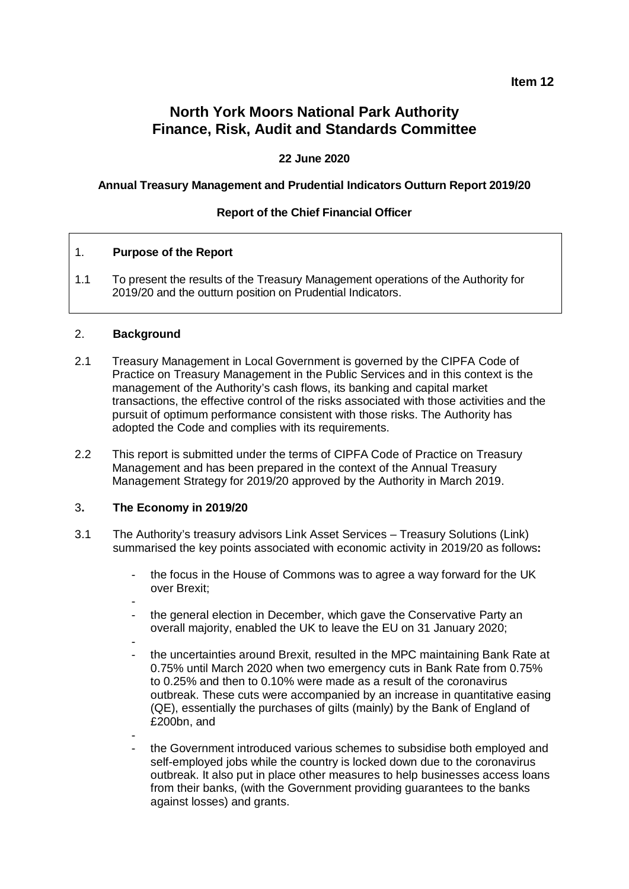**Item 12**

# North York Moors National Park Authority
# Finance, Risk, Audit and Standards Committee

**22 June 2020**

**Annual Treasury Management and Prudential Indicators Outturn Report 2019/20**

**Report of the Chief Financial Officer**

## 1. Purpose of the Report

1.1 To present the results of the Treasury Management operations of the Authority for 2019/20 and the outturn position on Prudential Indicators.

## 2. Background

2.1 Treasury Management in Local Government is governed by the CIPFA Code of Practice on Treasury Management in the Public Services and in this context is the management of the Authority's cash flows, its banking and capital market transactions, the effective control of the risks associated with those activities and the pursuit of optimum performance consistent with those risks. The Authority has adopted the Code and complies with its requirements.

2.2 This report is submitted under the terms of CIPFA Code of Practice on Treasury Management and has been prepared in the context of the Annual Treasury Management Strategy for 2019/20 approved by the Authority in March 2019.

## 3. The Economy in 2019/20

3.1 The Authority's treasury advisors Link Asset Services – Treasury Solutions (Link) summarised the key points associated with economic activity in 2019/20 as follows**:**

- the focus in the House of Commons was to agree a way forward for the UK over Brexit;
- the general election in December, which gave the Conservative Party an overall majority, enabled the UK to leave the EU on 31 January 2020;
- the uncertainties around Brexit, resulted in the MPC maintaining Bank Rate at 0.75% until March 2020 when two emergency cuts in Bank Rate from 0.75% to 0.25% and then to 0.10% were made as a result of the coronavirus outbreak. These cuts were accompanied by an increase in quantitative easing (QE), essentially the purchases of gilts (mainly) by the Bank of England of £200bn, and
- the Government introduced various schemes to subsidise both employed and self-employed jobs while the country is locked down due to the coronavirus outbreak. It also put in place other measures to help businesses access loans from their banks, (with the Government providing guarantees to the banks against losses) and grants.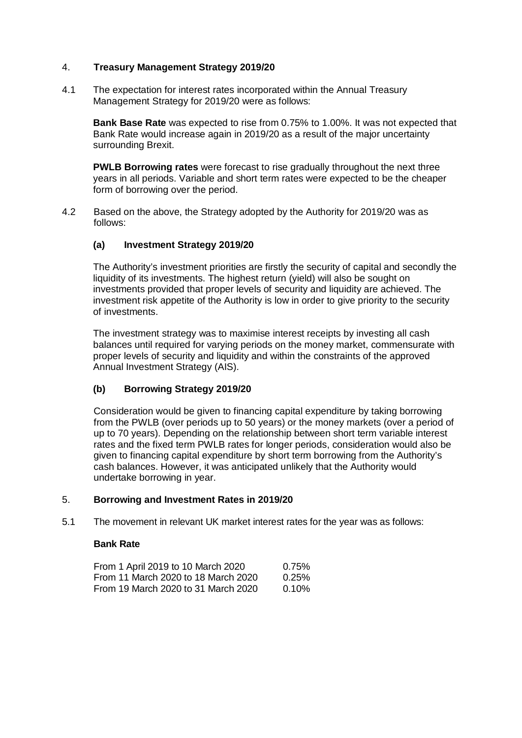## 4. Treasury Management Strategy 2019/20

4.1 The expectation for interest rates incorporated within the Annual Treasury Management Strategy for 2019/20 were as follows:

**Bank Base Rate** was expected to rise from 0.75% to 1.00%. It was not expected that Bank Rate would increase again in 2019/20 as a result of the major uncertainty surrounding Brexit.

**PWLB Borrowing rates** were forecast to rise gradually throughout the next three years in all periods. Variable and short term rates were expected to be the cheaper form of borrowing over the period.

4.2 Based on the above, the Strategy adopted by the Authority for 2019/20 was as follows:

### (a) Investment Strategy 2019/20

The Authority's investment priorities are firstly the security of capital and secondly the liquidity of its investments. The highest return (yield) will also be sought on investments provided that proper levels of security and liquidity are achieved. The investment risk appetite of the Authority is low in order to give priority to the security of investments.

The investment strategy was to maximise interest receipts by investing all cash balances until required for varying periods on the money market, commensurate with proper levels of security and liquidity and within the constraints of the approved Annual Investment Strategy (AIS).

### (b) Borrowing Strategy 2019/20

Consideration would be given to financing capital expenditure by taking borrowing from the PWLB (over periods up to 50 years) or the money markets (over a period of up to 70 years). Depending on the relationship between short term variable interest rates and the fixed term PWLB rates for longer periods, consideration would also be given to financing capital expenditure by short term borrowing from the Authority's cash balances. However, it was anticipated unlikely that the Authority would undertake borrowing in year.

## 5. Borrowing and Investment Rates in 2019/20

5.1 The movement in relevant UK market interest rates for the year was as follows:

**Bank Rate**

| | |
|---|---|
| From 1 April 2019 to 10 March 2020 | 0.75% |
| From 11 March 2020 to 18 March 2020 | 0.25% |
| From 19 March 2020 to 31 March 2020 | 0.10% |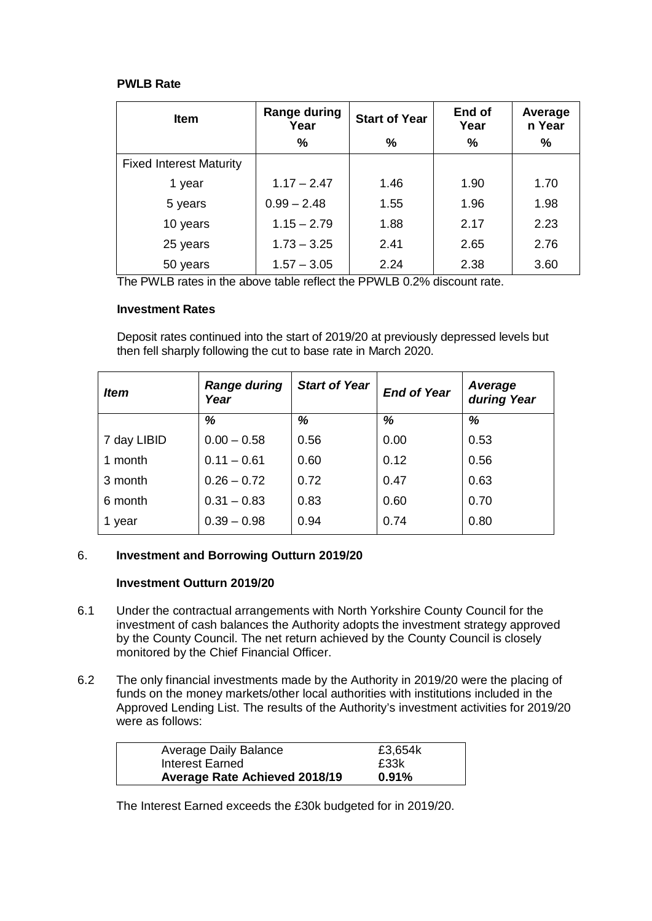**PWLB Rate**

| Item | Range during Year<br>% | Start of Year<br>% | End of Year<br>% | Averagen Year<br>% |
|---|---|---|---|---|
| Fixed Interest Maturity | | | | |
| 1 year | 1.17 – 2.47 | 1.46 | 1.90 | 1.70 |
| 5 years | 0.99 – 2.48 | 1.55 | 1.96 | 1.98 |
| 10 years | 1.15 – 2.79 | 1.88 | 2.17 | 2.23 |
| 25 years | 1.73 – 3.25 | 2.41 | 2.65 | 2.76 |
| 50 years | 1.57 – 3.05 | 2.24 | 2.38 | 3.60 |

The PWLB rates in the above table reflect the PPWLB 0.2% discount rate.

**Investment Rates**

Deposit rates continued into the start of 2019/20 at previously depressed levels but then fell sharply following the cut to base rate in March 2020.

| *Item* | *Range during Year* | *Start of Year* | *End of Year* | *Average during Year* |
|---|---|---|---|---|
| | *%* | *%* | *%* | *%* |
| 7 day LIBID | 0.00 – 0.58 | 0.56 | 0.00 | 0.53 |
| 1 month | 0.11 – 0.61 | 0.60 | 0.12 | 0.56 |
| 3 month | 0.26 – 0.72 | 0.72 | 0.47 | 0.63 |
| 6 month | 0.31 – 0.83 | 0.83 | 0.60 | 0.70 |
| 1 year | 0.39 – 0.98 | 0.94 | 0.74 | 0.80 |

## 6. Investment and Borrowing Outturn 2019/20

**Investment Outturn 2019/20**

6.1 Under the contractual arrangements with North Yorkshire County Council for the investment of cash balances the Authority adopts the investment strategy approved by the County Council. The net return achieved by the County Council is closely monitored by the Chief Financial Officer.

6.2 The only financial investments made by the Authority in 2019/20 were the placing of funds on the money markets/other local authorities with institutions included in the Approved Lending List. The results of the Authority's investment activities for 2019/20 were as follows:

| | |
|---|---|
| Average Daily Balance | £3,654k |
| Interest Earned | £33k |
| **Average Rate Achieved 2018/19** | **0.91%** |

The Interest Earned exceeds the £30k budgeted for in 2019/20.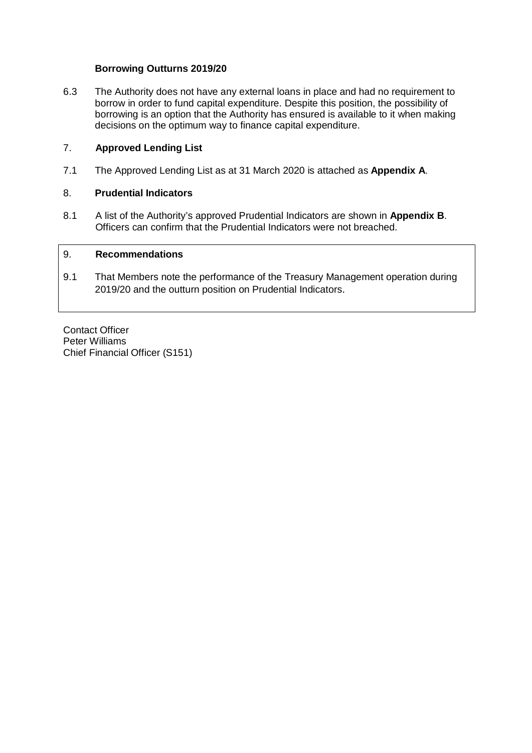**Borrowing Outturns 2019/20**

6.3 The Authority does not have any external loans in place and had no requirement to borrow in order to fund capital expenditure. Despite this position, the possibility of borrowing is an option that the Authority has ensured is available to it when making decisions on the optimum way to finance capital expenditure.

## 7. Approved Lending List

7.1 The Approved Lending List as at 31 March 2020 is attached as **Appendix A**.

## 8. Prudential Indicators

8.1 A list of the Authority's approved Prudential Indicators are shown in **Appendix B**. Officers can confirm that the Prudential Indicators were not breached.

## 9. Recommendations

9.1 That Members note the performance of the Treasury Management operation during 2019/20 and the outturn position on Prudential Indicators.

Contact Officer
Peter Williams
Chief Financial Officer (S151)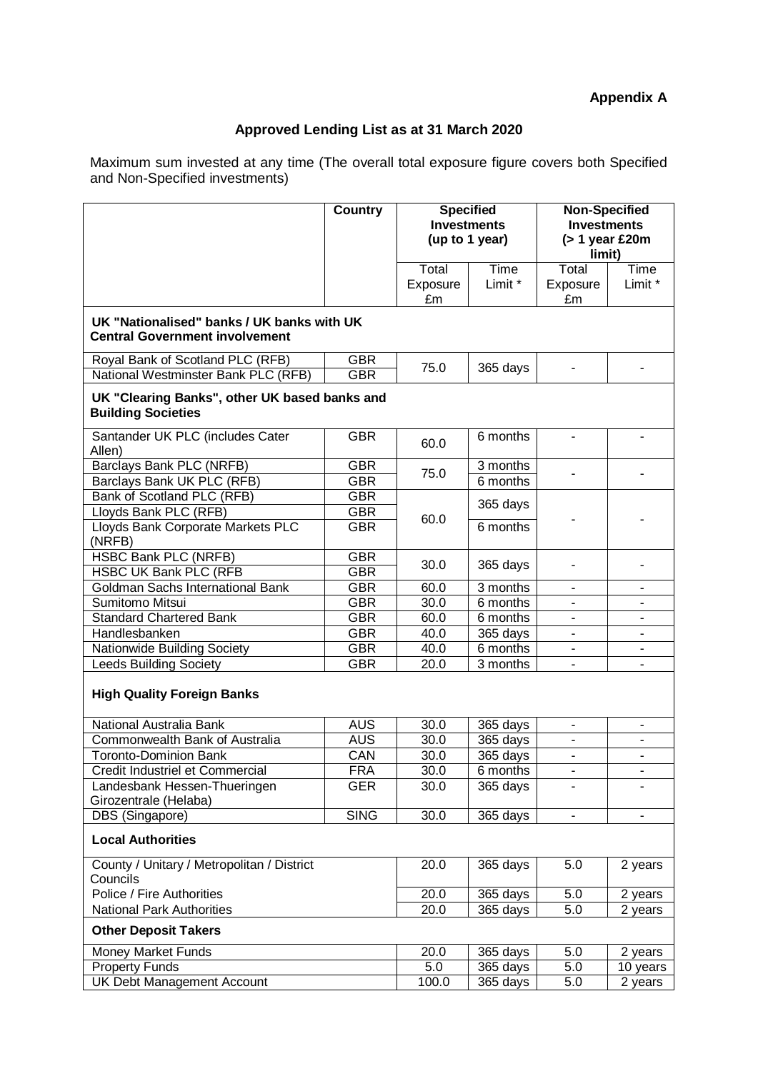**Appendix A**

## Approved Lending List as at 31 March 2020

Maximum sum invested at any time (The overall total exposure figure covers both Specified and Non-Specified investments)

| | Country | Specified Investments (up to 1 year) | | Non-Specified Investments (> 1 year £20m limit) | |
|---|---|---|---|---|---|
| | | Total Exposure £m | Time Limit * | Total Exposure £m | Time Limit * |
| **UK "Nationalised" banks / UK banks with UK Central Government involvement** | | | | | |
| Royal Bank of Scotland PLC (RFB) | GBR | 75.0 | 365 days | - | - |
| National Westminster Bank PLC (RFB) | GBR | | | | |
| **UK "Clearing Banks", other UK based banks and Building Societies** | | | | | |
| Santander UK PLC (includes Cater Allen) | GBR | 60.0 | 6 months | - | - |
| Barclays Bank PLC (NRFB) | GBR | 75.0 | 3 months | - | - |
| Barclays Bank UK PLC (RFB) | GBR | | 6 months | | |
| Bank of Scotland PLC (RFB) | GBR | 60.0 | 365 days | - | - |
| Lloyds Bank PLC (RFB) | GBR | | | | |
| Lloyds Bank Corporate Markets PLC (NRFB) | GBR | | 6 months | | |
| HSBC Bank PLC (NRFB) | GBR | 30.0 | 365 days | - | - |
| HSBC UK Bank PLC (RFB | GBR | | | | |
| Goldman Sachs International Bank | GBR | 60.0 | 3 months | - | - |
| Sumitomo Mitsui | GBR | 30.0 | 6 months | - | - |
| Standard Chartered Bank | GBR | 60.0 | 6 months | - | - |
| Handlesbanken | GBR | 40.0 | 365 days | - | - |
| Nationwide Building Society | GBR | 40.0 | 6 months | - | - |
| Leeds Building Society | GBR | 20.0 | 3 months | - | - |
| **High Quality Foreign Banks** | | | | | |
| National Australia Bank | AUS | 30.0 | 365 days | - | - |
| Commonwealth Bank of Australia | AUS | 30.0 | 365 days | - | - |
| Toronto-Dominion Bank | CAN | 30.0 | 365 days | - | - |
| Credit Industriel et Commercial | FRA | 30.0 | 6 months | - | - |
| Landesbank Hessen-Thueringen Girozentrale (Helaba) | GER | 30.0 | 365 days | - | - |
| DBS (Singapore) | SING | 30.0 | 365 days | - | - |
| **Local Authorities** | | | | | |
| County / Unitary / Metropolitan / District Councils | | 20.0 | 365 days | 5.0 | 2 years |
| Police / Fire Authorities | | 20.0 | 365 days | 5.0 | 2 years |
| National Park Authorities | | 20.0 | 365 days | 5.0 | 2 years |
| **Other Deposit Takers** | | | | | |
| Money Market Funds | | 20.0 | 365 days | 5.0 | 2 years |
| Property Funds | | 5.0 | 365 days | 5.0 | 10 years |
| UK Debt Management Account | | 100.0 | 365 days | 5.0 | 2 years |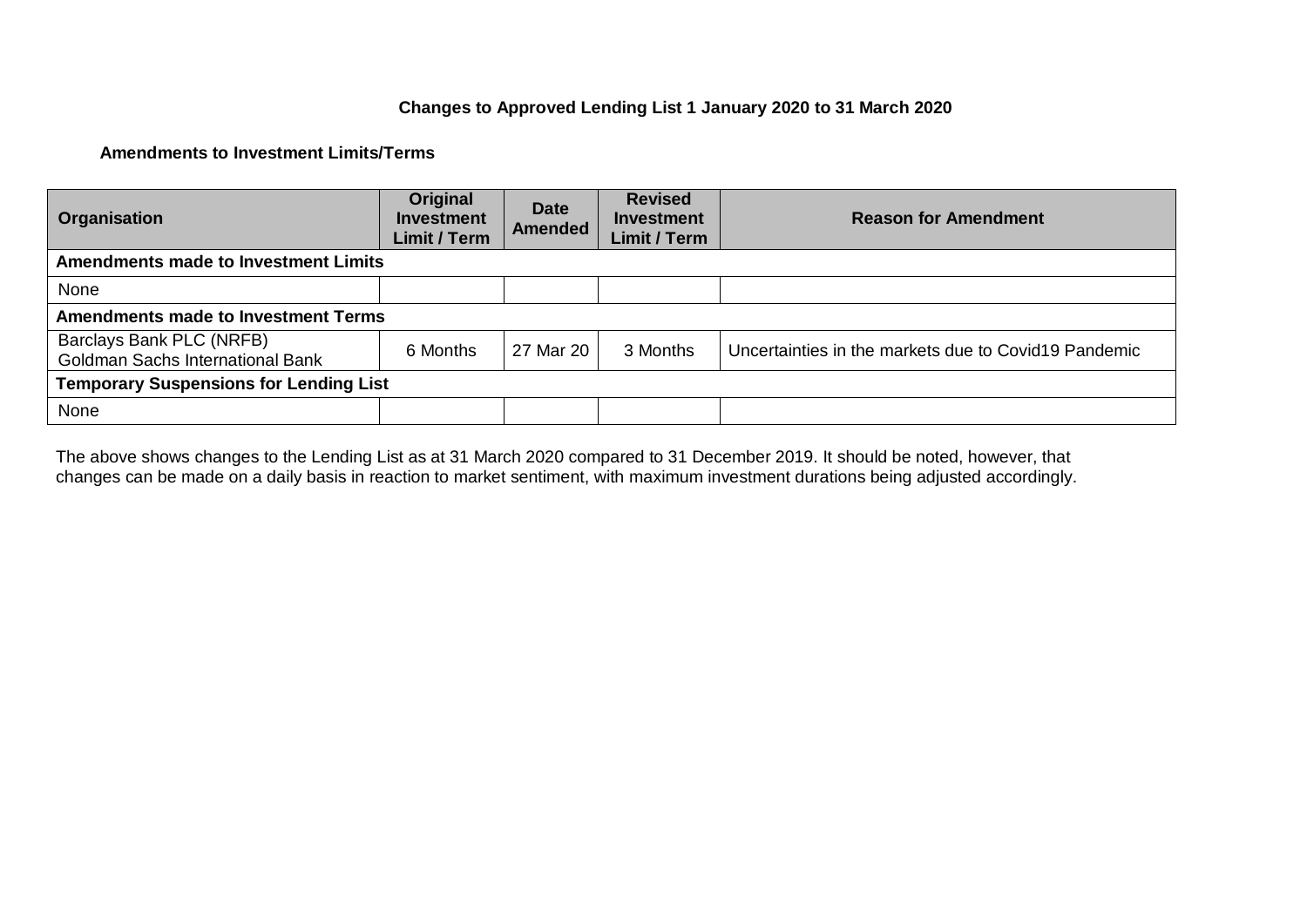## Changes to Approved Lending List 1 January 2020 to 31 March 2020

### Amendments to Investment Limits/Terms

| Organisation | Original Investment Limit / Term | Date Amended | Revised Investment Limit / Term | Reason for Amendment |
|---|---|---|---|---|
| **Amendments made to Investment Limits** | | | | |
| None | | | | |
| **Amendments made to Investment Terms** | | | | |
| Barclays Bank PLC (NRFB)<br>Goldman Sachs International Bank | 6 Months | 27 Mar 20 | 3 Months | Uncertainties in the markets due to Covid19 Pandemic |
| **Temporary Suspensions for Lending List** | | | | |
| None | | | | |

The above shows changes to the Lending List as at 31 March 2020 compared to 31 December 2019. It should be noted, however, that changes can be made on a daily basis in reaction to market sentiment, with maximum investment durations being adjusted accordingly.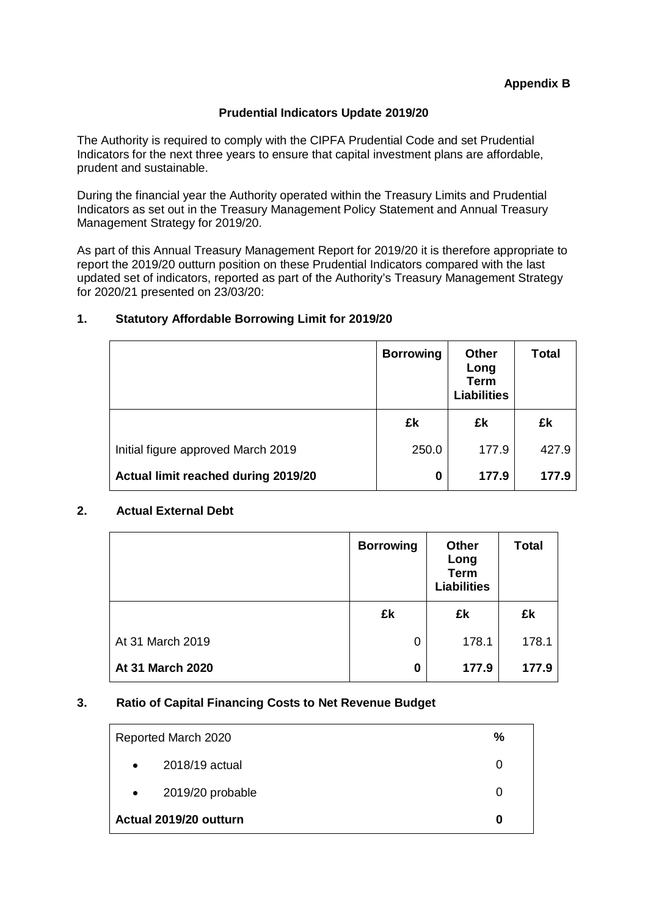**Appendix B**

## Prudential Indicators Update 2019/20

The Authority is required to comply with the CIPFA Prudential Code and set Prudential Indicators for the next three years to ensure that capital investment plans are affordable, prudent and sustainable.

During the financial year the Authority operated within the Treasury Limits and Prudential Indicators as set out in the Treasury Management Policy Statement and Annual Treasury Management Strategy for 2019/20.

As part of this Annual Treasury Management Report for 2019/20 it is therefore appropriate to report the 2019/20 outturn position on these Prudential Indicators compared with the last updated set of indicators, reported as part of the Authority's Treasury Management Strategy for 2020/21 presented on 23/03/20:

### 1. Statutory Affordable Borrowing Limit for 2019/20

| | Borrowing | Other Long Term Liabilities | Total |
|---|---|---|---|
| | £k | £k | £k |
| Initial figure approved March 2019 | 250.0 | 177.9 | 427.9 |
| **Actual limit reached during 2019/20** | **0** | **177.9** | **177.9** |

### 2. Actual External Debt

| | Borrowing | Other Long Term Liabilities | Total |
|---|---|---|---|
| | £k | £k | £k |
| At 31 March 2019 | 0 | 178.1 | 178.1 |
| **At 31 March 2020** | **0** | **177.9** | **177.9** |

### 3. Ratio of Capital Financing Costs to Net Revenue Budget

| Reported March 2020 | % |
|---|---|
| • 2018/19 actual | 0 |
| • 2019/20 probable | 0 |
| **Actual 2019/20 outturn** | **0** |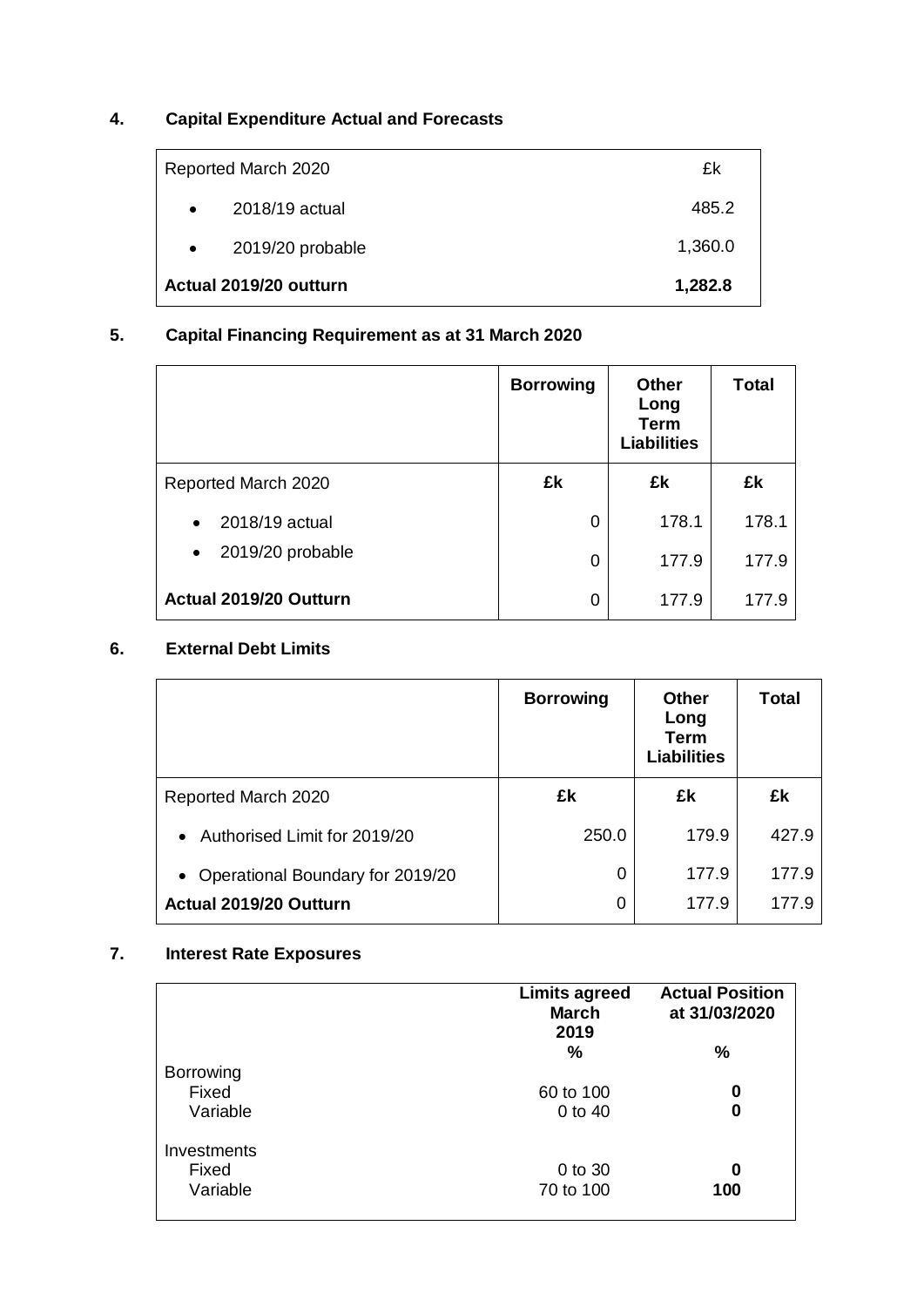## 4. Capital Expenditure Actual and Forecasts

| Reported March 2020 | £k |
|---|---|
| • 2018/19 actual | 485.2 |
| • 2019/20 probable | 1,360.0 |
| **Actual 2019/20 outturn** | **1,282.8** |

## 5. Capital Financing Requirement as at 31 March 2020

| | **Borrowing** | **Other Long Term Liabilities** | **Total** |
|---|---|---|---|
| Reported March 2020 | **£k** | **£k** | **£k** |
| • 2018/19 actual | 0 | 178.1 | 178.1 |
| • 2019/20 probable | 0 | 177.9 | 177.9 |
| **Actual 2019/20 Outturn** | 0 | 177.9 | 177.9 |

## 6. External Debt Limits

| | **Borrowing** | **Other Long Term Liabilities** | **Total** |
|---|---|---|---|
| Reported March 2020 | **£k** | **£k** | **£k** |
| • Authorised Limit for 2019/20 | 250.0 | 179.9 | 427.9 |
| • Operational Boundary for 2019/20 | 0 | 177.9 | 177.9 |
| **Actual 2019/20 Outturn** | 0 | 177.9 | 177.9 |

## 7. Interest Rate Exposures

| | **Limits agreed March 2019** | **Actual Position at 31/03/2020** |
|---|---|---|
| | **%** | **%** |
| Borrowing | | |
| Fixed | 60 to 100 | **0** |
| Variable | 0 to 40 | **0** |
| Investments | | |
| Fixed | 0 to 30 | **0** |
| Variable | 70 to 100 | **100** |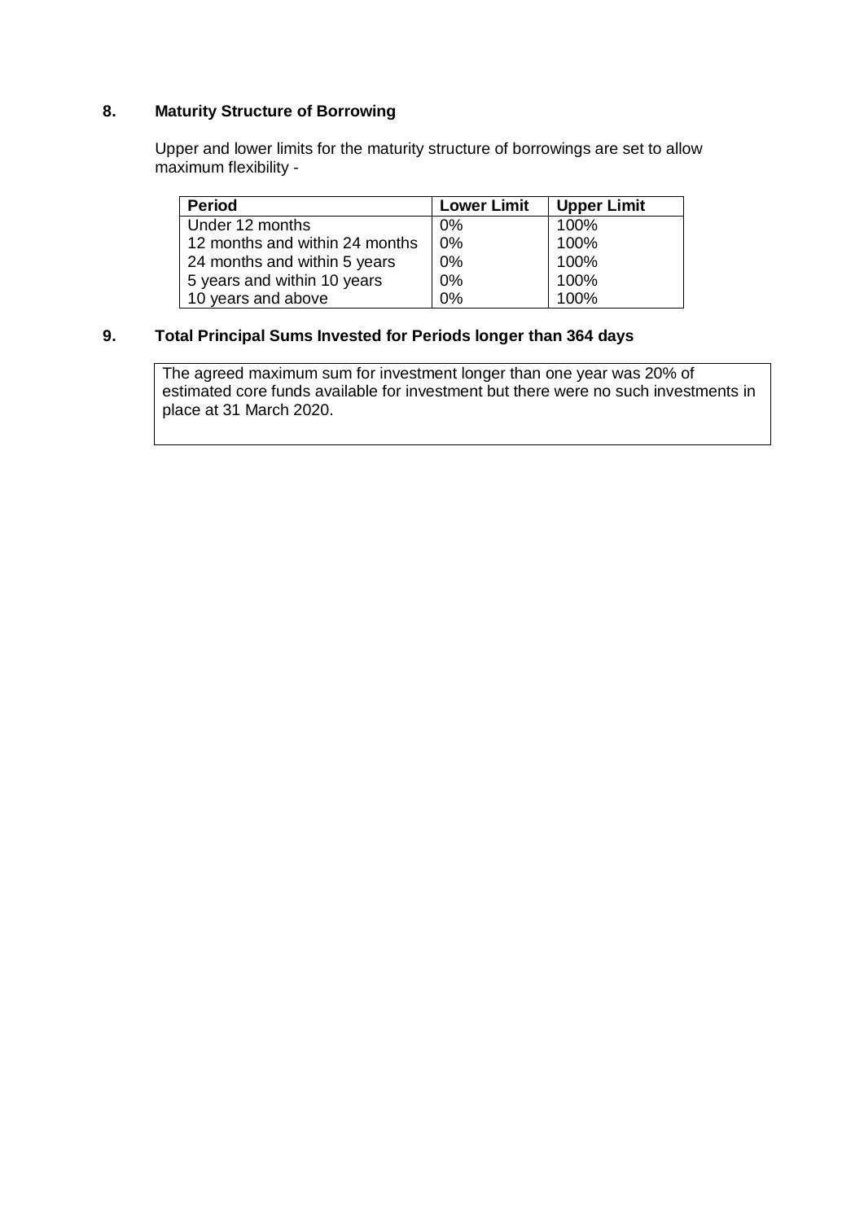## 8. Maturity Structure of Borrowing

Upper and lower limits for the maturity structure of borrowings are set to allow maximum flexibility -

| Period | Lower Limit | Upper Limit |
|---|---|---|
| Under 12 months | 0% | 100% |
| 12 months and within 24 months | 0% | 100% |
| 24 months and within 5 years | 0% | 100% |
| 5 years and within 10 years | 0% | 100% |
| 10 years and above | 0% | 100% |

## 9. Total Principal Sums Invested for Periods longer than 364 days

The agreed maximum sum for investment longer than one year was 20% of estimated core funds available for investment but there were no such investments in place at 31 March 2020.